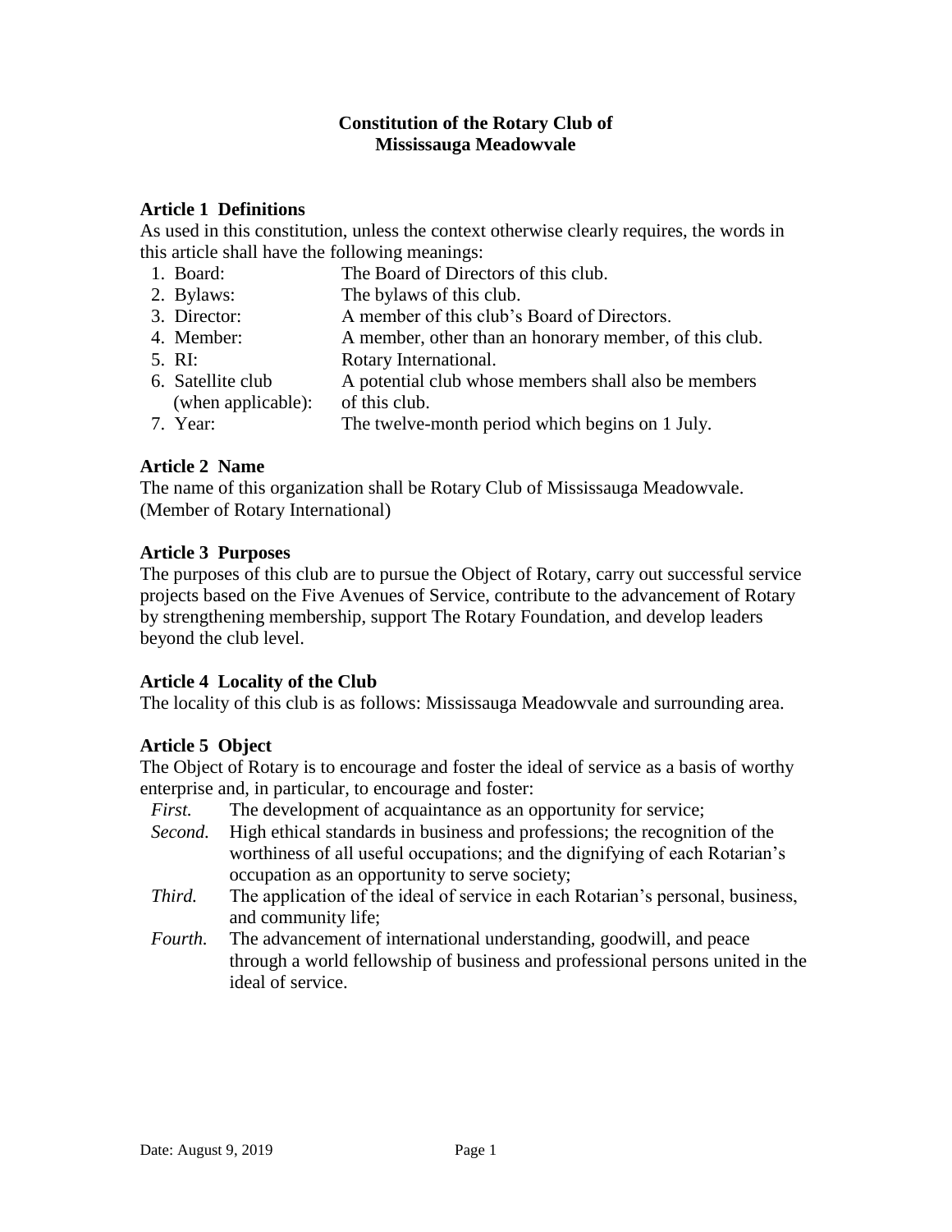# Constitution of the Rotary Club of Mississauga Meadowvale

## Article 1 Definitions

As used in this constitution, unless the context otherwise clearly requires, the words in this article shall have the following meanings:

1. Board: The Board of Directors of this club.
2. Bylaws: The bylaws of this club.
3. Director: A member of this club's Board of Directors.
4. Member: A member, other than an honorary member, of this club.
5. RI: Rotary International.
6. Satellite club (when applicable): A potential club whose members shall also be members of this club.
7. Year: The twelve-month period which begins on 1 July.

## Article 2 Name

The name of this organization shall be Rotary Club of Mississauga Meadowvale. (Member of Rotary International)

## Article 3 Purposes

The purposes of this club are to pursue the Object of Rotary, carry out successful service projects based on the Five Avenues of Service, contribute to the advancement of Rotary by strengthening membership, support The Rotary Foundation, and develop leaders beyond the club level.

## Article 4 Locality of the Club

The locality of this club is as follows: Mississauga Meadowvale and surrounding area.

## Article 5 Object

The Object of Rotary is to encourage and foster the ideal of service as a basis of worthy enterprise and, in particular, to encourage and foster:

*First.* The development of acquaintance as an opportunity for service;

*Second.* High ethical standards in business and professions; the recognition of the worthiness of all useful occupations; and the dignifying of each Rotarian's occupation as an opportunity to serve society;

*Third.* The application of the ideal of service in each Rotarian's personal, business, and community life;

*Fourth.* The advancement of international understanding, goodwill, and peace through a world fellowship of business and professional persons united in the ideal of service.

Date: August 9, 2019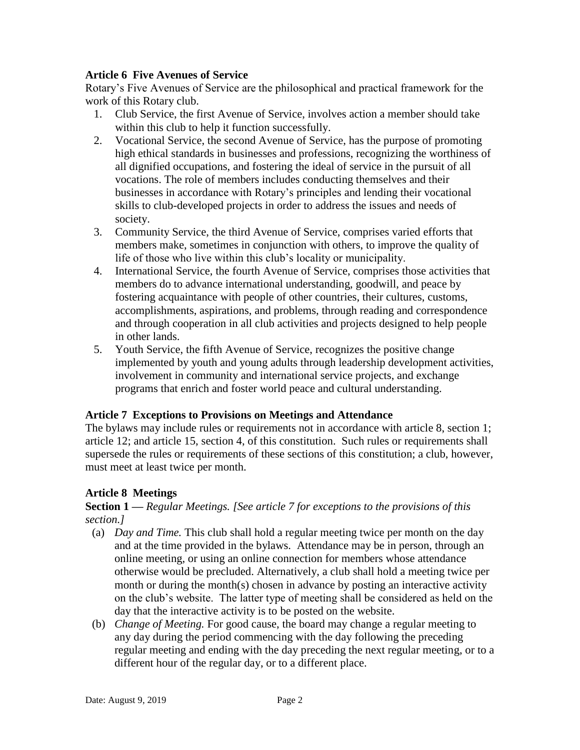**Article 6 Five Avenues of Service**

Rotary's Five Avenues of Service are the philosophical and practical framework for the work of this Rotary club.

1. Club Service, the first Avenue of Service, involves action a member should take within this club to help it function successfully.
2. Vocational Service, the second Avenue of Service, has the purpose of promoting high ethical standards in businesses and professions, recognizing the worthiness of all dignified occupations, and fostering the ideal of service in the pursuit of all vocations. The role of members includes conducting themselves and their businesses in accordance with Rotary's principles and lending their vocational skills to club-developed projects in order to address the issues and needs of society.
3. Community Service, the third Avenue of Service, comprises varied efforts that members make, sometimes in conjunction with others, to improve the quality of life of those who live within this club's locality or municipality.
4. International Service, the fourth Avenue of Service, comprises those activities that members do to advance international understanding, goodwill, and peace by fostering acquaintance with people of other countries, their cultures, customs, accomplishments, aspirations, and problems, through reading and correspondence and through cooperation in all club activities and projects designed to help people in other lands.
5. Youth Service, the fifth Avenue of Service, recognizes the positive change implemented by youth and young adults through leadership development activities, involvement in community and international service projects, and exchange programs that enrich and foster world peace and cultural understanding.

**Article 7 Exceptions to Provisions on Meetings and Attendance**

The bylaws may include rules or requirements not in accordance with article 8, section 1; article 12; and article 15, section 4, of this constitution. Such rules or requirements shall supersede the rules or requirements of these sections of this constitution; a club, however, must meet at least twice per month.

**Article 8 Meetings**

**Section 1 —** *Regular Meetings. [See article 7 for exceptions to the provisions of this section.]*

(a) *Day and Time.* This club shall hold a regular meeting twice per month on the day and at the time provided in the bylaws. Attendance may be in person, through an online meeting, or using an online connection for members whose attendance otherwise would be precluded. Alternatively, a club shall hold a meeting twice per month or during the month(s) chosen in advance by posting an interactive activity on the club's website. The latter type of meeting shall be considered as held on the day that the interactive activity is to be posted on the website.

(b) *Change of Meeting.* For good cause, the board may change a regular meeting to any day during the period commencing with the day following the preceding regular meeting and ending with the day preceding the next regular meeting, or to a different hour of the regular day, or to a different place.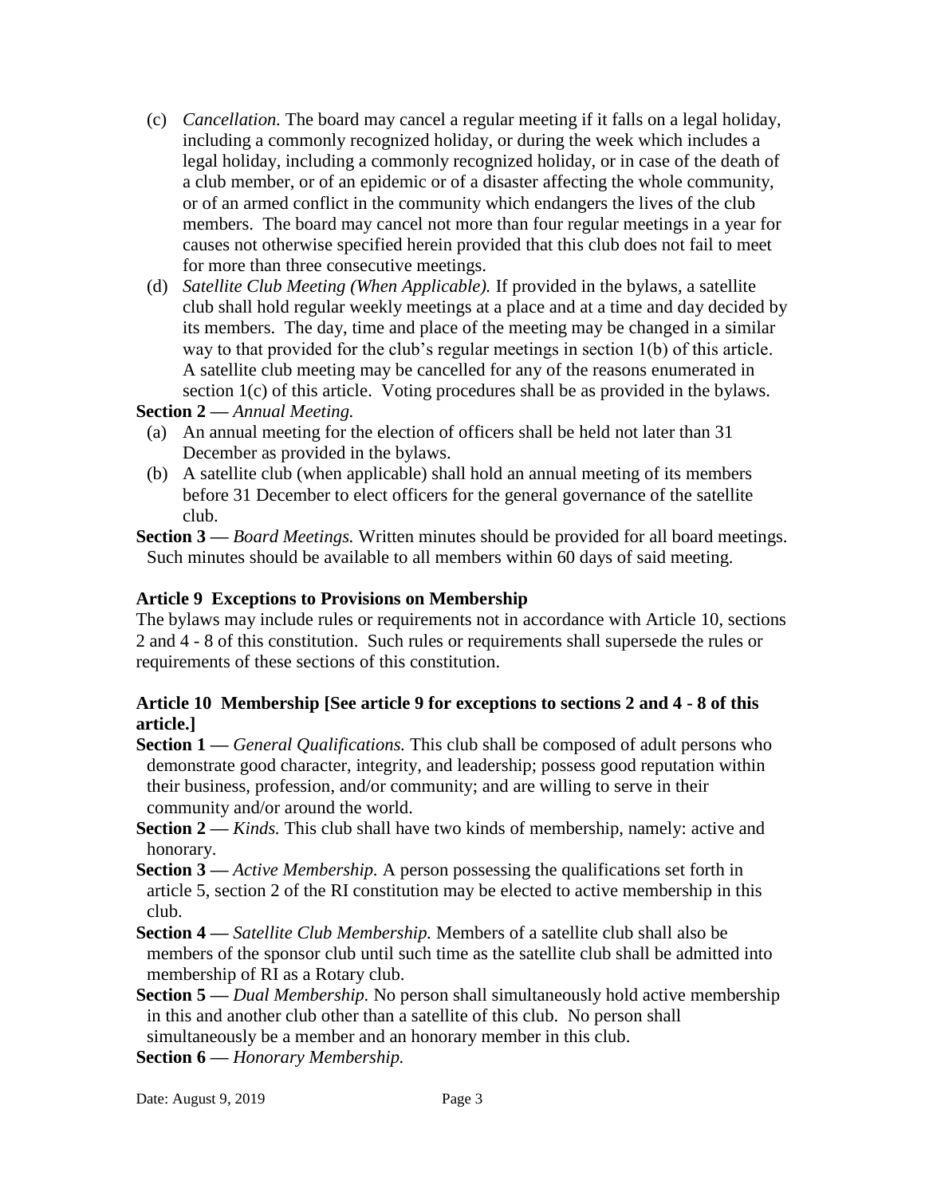(c) *Cancellation.* The board may cancel a regular meeting if it falls on a legal holiday, including a commonly recognized holiday, or during the week which includes a legal holiday, including a commonly recognized holiday, or in case of the death of a club member, or of an epidemic or of a disaster affecting the whole community, or of an armed conflict in the community which endangers the lives of the club members. The board may cancel not more than four regular meetings in a year for causes not otherwise specified herein provided that this club does not fail to meet for more than three consecutive meetings.

(d) *Satellite Club Meeting (When Applicable).* If provided in the bylaws, a satellite club shall hold regular weekly meetings at a place and at a time and day decided by its members. The day, time and place of the meeting may be changed in a similar way to that provided for the club's regular meetings in section 1(b) of this article. A satellite club meeting may be cancelled for any of the reasons enumerated in section 1(c) of this article. Voting procedures shall be as provided in the bylaws.

**Section 2 —** *Annual Meeting.*

(a) An annual meeting for the election of officers shall be held not later than 31 December as provided in the bylaws.

(b) A satellite club (when applicable) shall hold an annual meeting of its members before 31 December to elect officers for the general governance of the satellite club.

**Section 3 —** *Board Meetings.* Written minutes should be provided for all board meetings. Such minutes should be available to all members within 60 days of said meeting.

### Article 9 Exceptions to Provisions on Membership

The bylaws may include rules or requirements not in accordance with Article 10, sections 2 and 4 - 8 of this constitution. Such rules or requirements shall supersede the rules or requirements of these sections of this constitution.

### Article 10 Membership [See article 9 for exceptions to sections 2 and 4 - 8 of this article.]

**Section 1 —** *General Qualifications.* This club shall be composed of adult persons who demonstrate good character, integrity, and leadership; possess good reputation within their business, profession, and/or community; and are willing to serve in their community and/or around the world.

**Section 2 —** *Kinds.* This club shall have two kinds of membership, namely: active and honorary.

**Section 3 —** *Active Membership.* A person possessing the qualifications set forth in article 5, section 2 of the RI constitution may be elected to active membership in this club.

**Section 4 —** *Satellite Club Membership.* Members of a satellite club shall also be members of the sponsor club until such time as the satellite club shall be admitted into membership of RI as a Rotary club.

**Section 5 —** *Dual Membership.* No person shall simultaneously hold active membership in this and another club other than a satellite of this club. No person shall simultaneously be a member and an honorary member in this club.

**Section 6 —** *Honorary Membership.*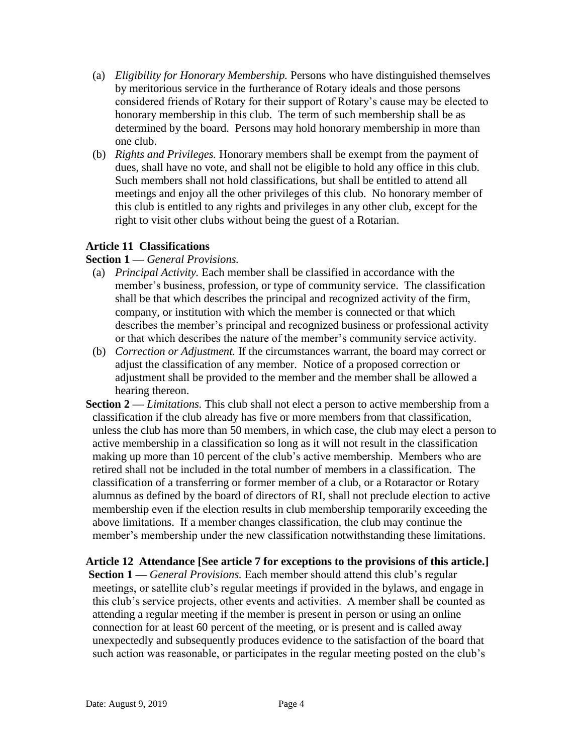(a) *Eligibility for Honorary Membership.* Persons who have distinguished themselves by meritorious service in the furtherance of Rotary ideals and those persons considered friends of Rotary for their support of Rotary's cause may be elected to honorary membership in this club. The term of such membership shall be as determined by the board. Persons may hold honorary membership in more than one club.

(b) *Rights and Privileges.* Honorary members shall be exempt from the payment of dues, shall have no vote, and shall not be eligible to hold any office in this club. Such members shall not hold classifications, but shall be entitled to attend all meetings and enjoy all the other privileges of this club. No honorary member of this club is entitled to any rights and privileges in any other club, except for the right to visit other clubs without being the guest of a Rotarian.

**Article 11 Classifications**

**Section 1 —** *General Provisions.*

(a) *Principal Activity.* Each member shall be classified in accordance with the member's business, profession, or type of community service. The classification shall be that which describes the principal and recognized activity of the firm, company, or institution with which the member is connected or that which describes the member's principal and recognized business or professional activity or that which describes the nature of the member's community service activity.

(b) *Correction or Adjustment.* If the circumstances warrant, the board may correct or adjust the classification of any member. Notice of a proposed correction or adjustment shall be provided to the member and the member shall be allowed a hearing thereon.

**Section 2 —** *Limitations.* This club shall not elect a person to active membership from a classification if the club already has five or more members from that classification, unless the club has more than 50 members, in which case, the club may elect a person to active membership in a classification so long as it will not result in the classification making up more than 10 percent of the club's active membership. Members who are retired shall not be included in the total number of members in a classification. The classification of a transferring or former member of a club, or a Rotaractor or Rotary alumnus as defined by the board of directors of RI, shall not preclude election to active membership even if the election results in club membership temporarily exceeding the above limitations. If a member changes classification, the club may continue the member's membership under the new classification notwithstanding these limitations.

**Article 12 Attendance [See article 7 for exceptions to the provisions of this article.]**

**Section 1 —** *General Provisions.* Each member should attend this club's regular meetings, or satellite club's regular meetings if provided in the bylaws, and engage in this club's service projects, other events and activities. A member shall be counted as attending a regular meeting if the member is present in person or using an online connection for at least 60 percent of the meeting, or is present and is called away unexpectedly and subsequently produces evidence to the satisfaction of the board that such action was reasonable, or participates in the regular meeting posted on the club's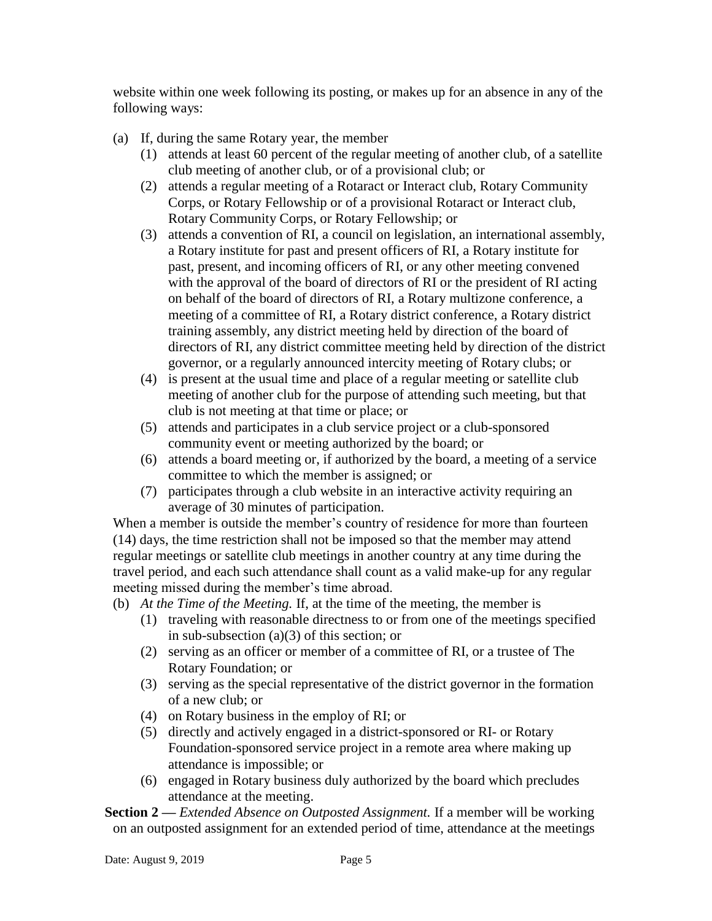website within one week following its posting, or makes up for an absence in any of the following ways:

(a) If, during the same Rotary year, the member
    (1) attends at least 60 percent of the regular meeting of another club, of a satellite club meeting of another club, or of a provisional club; or
    (2) attends a regular meeting of a Rotaract or Interact club, Rotary Community Corps, or Rotary Fellowship or of a provisional Rotaract or Interact club, Rotary Community Corps, or Rotary Fellowship; or
    (3) attends a convention of RI, a council on legislation, an international assembly, a Rotary institute for past and present officers of RI, a Rotary institute for past, present, and incoming officers of RI, or any other meeting convened with the approval of the board of directors of RI or the president of RI acting on behalf of the board of directors of RI, a Rotary multizone conference, a meeting of a committee of RI, a Rotary district conference, a Rotary district training assembly, any district meeting held by direction of the board of directors of RI, any district committee meeting held by direction of the district governor, or a regularly announced intercity meeting of Rotary clubs; or
    (4) is present at the usual time and place of a regular meeting or satellite club meeting of another club for the purpose of attending such meeting, but that club is not meeting at that time or place; or
    (5) attends and participates in a club service project or a club-sponsored community event or meeting authorized by the board; or
    (6) attends a board meeting or, if authorized by the board, a meeting of a service committee to which the member is assigned; or
    (7) participates through a club website in an interactive activity requiring an average of 30 minutes of participation.

    When a member is outside the member's country of residence for more than fourteen (14) days, the time restriction shall not be imposed so that the member may attend regular meetings or satellite club meetings in another country at any time during the travel period, and each such attendance shall count as a valid make-up for any regular meeting missed during the member's time abroad.

(b) *At the Time of the Meeting.* If, at the time of the meeting, the member is
    (1) traveling with reasonable directness to or from one of the meetings specified in sub-subsection (a)(3) of this section; or
    (2) serving as an officer or member of a committee of RI, or a trustee of The Rotary Foundation; or
    (3) serving as the special representative of the district governor in the formation of a new club; or
    (4) on Rotary business in the employ of RI; or
    (5) directly and actively engaged in a district-sponsored or RI- or Rotary Foundation-sponsored service project in a remote area where making up attendance is impossible; or
    (6) engaged in Rotary business duly authorized by the board which precludes attendance at the meeting.

**Section 2 —** *Extended Absence on Outposted Assignment.* If a member will be working on an outposted assignment for an extended period of time, attendance at the meetings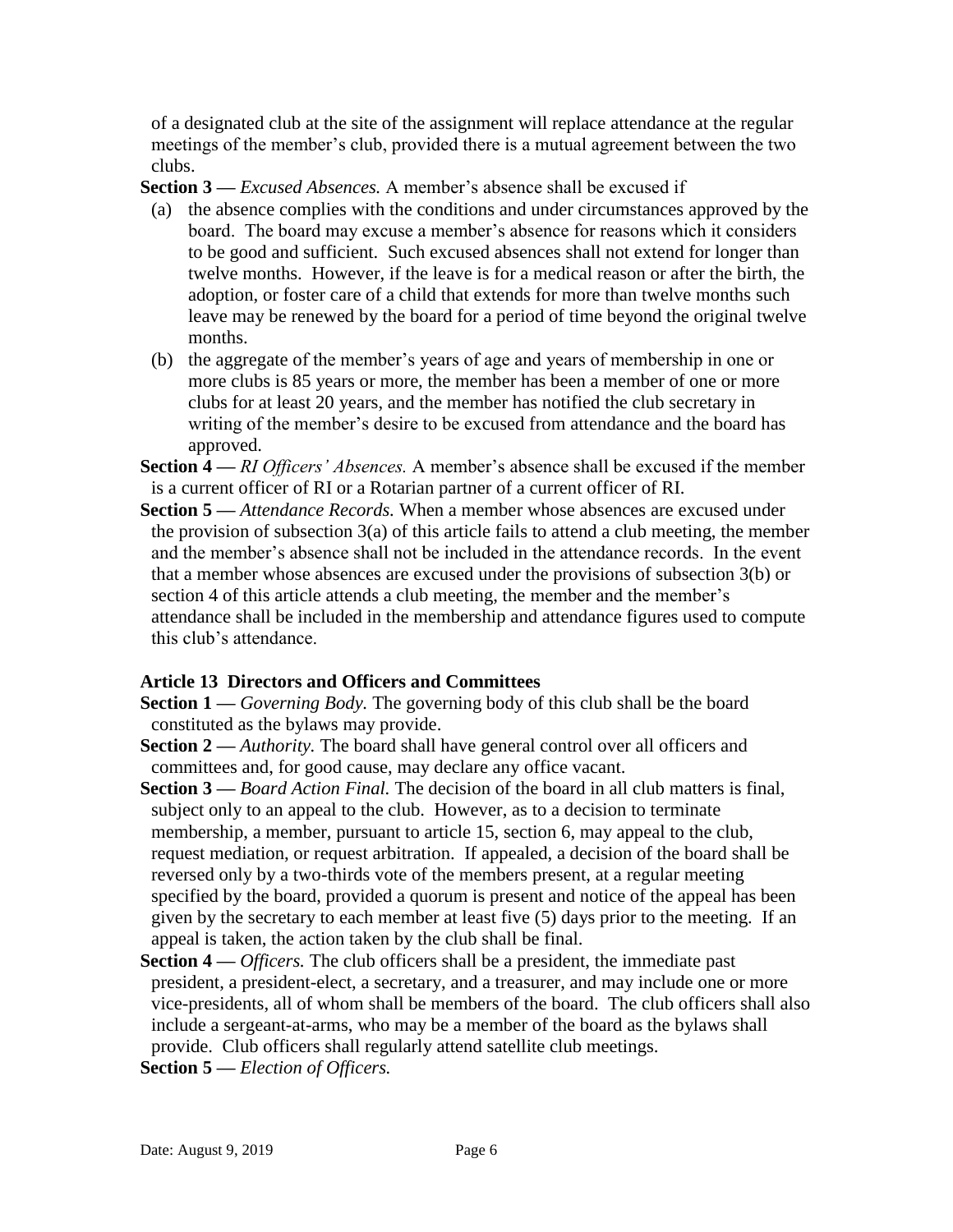of a designated club at the site of the assignment will replace attendance at the regular meetings of the member's club, provided there is a mutual agreement between the two clubs.

**Section 3 —** *Excused Absences.* A member's absence shall be excused if

(a) the absence complies with the conditions and under circumstances approved by the board. The board may excuse a member's absence for reasons which it considers to be good and sufficient. Such excused absences shall not extend for longer than twelve months. However, if the leave is for a medical reason or after the birth, the adoption, or foster care of a child that extends for more than twelve months such leave may be renewed by the board for a period of time beyond the original twelve months.

(b) the aggregate of the member's years of age and years of membership in one or more clubs is 85 years or more, the member has been a member of one or more clubs for at least 20 years, and the member has notified the club secretary in writing of the member's desire to be excused from attendance and the board has approved.

**Section 4 —** *RI Officers' Absences.* A member's absence shall be excused if the member is a current officer of RI or a Rotarian partner of a current officer of RI.

**Section 5 —** *Attendance Records.* When a member whose absences are excused under the provision of subsection 3(a) of this article fails to attend a club meeting, the member and the member's absence shall not be included in the attendance records. In the event that a member whose absences are excused under the provisions of subsection 3(b) or section 4 of this article attends a club meeting, the member and the member's attendance shall be included in the membership and attendance figures used to compute this club's attendance.

## Article 13 Directors and Officers and Committees

**Section 1 —** *Governing Body.* The governing body of this club shall be the board constituted as the bylaws may provide.

**Section 2 —** *Authority.* The board shall have general control over all officers and committees and, for good cause, may declare any office vacant.

**Section 3 —** *Board Action Final.* The decision of the board in all club matters is final, subject only to an appeal to the club. However, as to a decision to terminate membership, a member, pursuant to article 15, section 6, may appeal to the club, request mediation, or request arbitration. If appealed, a decision of the board shall be reversed only by a two-thirds vote of the members present, at a regular meeting specified by the board, provided a quorum is present and notice of the appeal has been given by the secretary to each member at least five (5) days prior to the meeting. If an appeal is taken, the action taken by the club shall be final.

**Section 4 —** *Officers.* The club officers shall be a president, the immediate past president, a president-elect, a secretary, and a treasurer, and may include one or more vice-presidents, all of whom shall be members of the board. The club officers shall also include a sergeant-at-arms, who may be a member of the board as the bylaws shall provide. Club officers shall regularly attend satellite club meetings.

**Section 5 —** *Election of Officers.*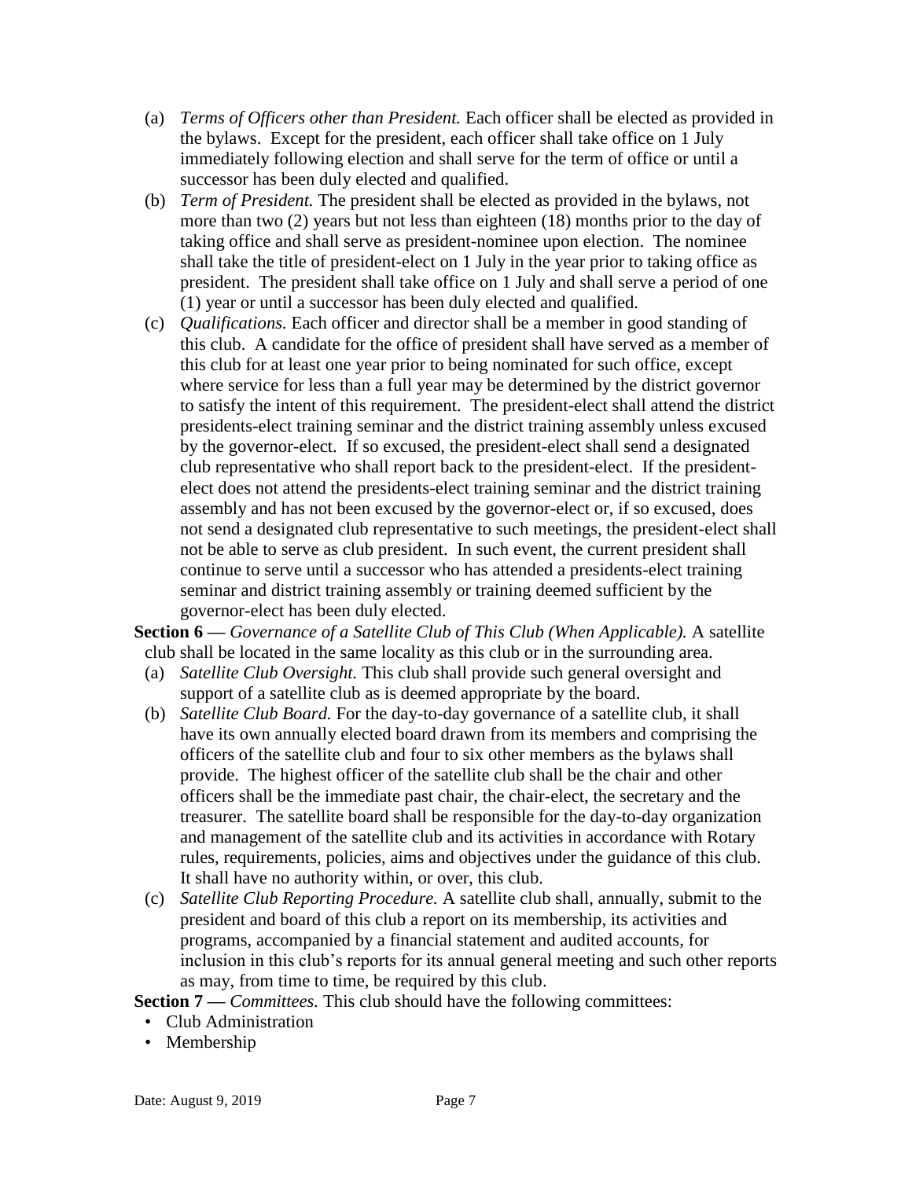(a) *Terms of Officers other than President.* Each officer shall be elected as provided in the bylaws. Except for the president, each officer shall take office on 1 July immediately following election and shall serve for the term of office or until a successor has been duly elected and qualified.

(b) *Term of President.* The president shall be elected as provided in the bylaws, not more than two (2) years but not less than eighteen (18) months prior to the day of taking office and shall serve as president-nominee upon election. The nominee shall take the title of president-elect on 1 July in the year prior to taking office as president. The president shall take office on 1 July and shall serve a period of one (1) year or until a successor has been duly elected and qualified.

(c) *Qualifications.* Each officer and director shall be a member in good standing of this club. A candidate for the office of president shall have served as a member of this club for at least one year prior to being nominated for such office, except where service for less than a full year may be determined by the district governor to satisfy the intent of this requirement. The president-elect shall attend the district presidents-elect training seminar and the district training assembly unless excused by the governor-elect. If so excused, the president-elect shall send a designated club representative who shall report back to the president-elect. If the president-elect does not attend the presidents-elect training seminar and the district training assembly and has not been excused by the governor-elect or, if so excused, does not send a designated club representative to such meetings, the president-elect shall not be able to serve as club president. In such event, the current president shall continue to serve until a successor who has attended a presidents-elect training seminar and district training assembly or training deemed sufficient by the governor-elect has been duly elected.

**Section 6 —** *Governance of a Satellite Club of This Club (When Applicable).* A satellite club shall be located in the same locality as this club or in the surrounding area.

(a) *Satellite Club Oversight.* This club shall provide such general oversight and support of a satellite club as is deemed appropriate by the board.

(b) *Satellite Club Board.* For the day-to-day governance of a satellite club, it shall have its own annually elected board drawn from its members and comprising the officers of the satellite club and four to six other members as the bylaws shall provide. The highest officer of the satellite club shall be the chair and other officers shall be the immediate past chair, the chair-elect, the secretary and the treasurer. The satellite board shall be responsible for the day-to-day organization and management of the satellite club and its activities in accordance with Rotary rules, requirements, policies, aims and objectives under the guidance of this club. It shall have no authority within, or over, this club.

(c) *Satellite Club Reporting Procedure.* A satellite club shall, annually, submit to the president and board of this club a report on its membership, its activities and programs, accompanied by a financial statement and audited accounts, for inclusion in this club's reports for its annual general meeting and such other reports as may, from time to time, be required by this club.

**Section 7 —** *Committees.* This club should have the following committees:

- Club Administration
- Membership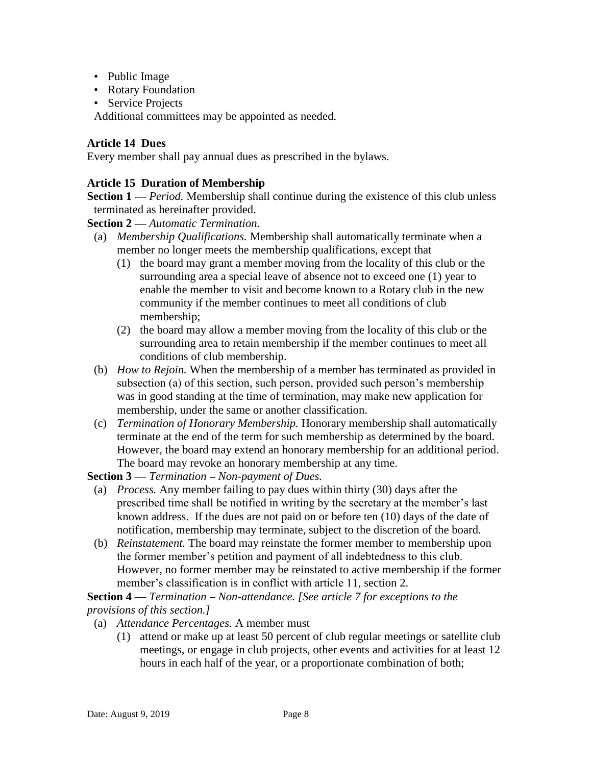- Public Image
- Rotary Foundation
- Service Projects

Additional committees may be appointed as needed.

**Article 14 Dues**

Every member shall pay annual dues as prescribed in the bylaws.

**Article 15 Duration of Membership**

**Section 1 —** *Period.* Membership shall continue during the existence of this club unless terminated as hereinafter provided.

**Section 2 —** *Automatic Termination.*

(a) *Membership Qualifications.* Membership shall automatically terminate when a member no longer meets the membership qualifications, except that

(1) the board may grant a member moving from the locality of this club or the surrounding area a special leave of absence not to exceed one (1) year to enable the member to visit and become known to a Rotary club in the new community if the member continues to meet all conditions of club membership;

(2) the board may allow a member moving from the locality of this club or the surrounding area to retain membership if the member continues to meet all conditions of club membership.

(b) *How to Rejoin.* When the membership of a member has terminated as provided in subsection (a) of this section, such person, provided such person's membership was in good standing at the time of termination, may make new application for membership, under the same or another classification.

(c) *Termination of Honorary Membership.* Honorary membership shall automatically terminate at the end of the term for such membership as determined by the board. However, the board may extend an honorary membership for an additional period. The board may revoke an honorary membership at any time.

**Section 3 —** *Termination – Non-payment of Dues.*

(a) *Process.* Any member failing to pay dues within thirty (30) days after the prescribed time shall be notified in writing by the secretary at the member's last known address. If the dues are not paid on or before ten (10) days of the date of notification, membership may terminate, subject to the discretion of the board.

(b) *Reinstatement.* The board may reinstate the former member to membership upon the former member's petition and payment of all indebtedness to this club. However, no former member may be reinstated to active membership if the former member's classification is in conflict with article 11, section 2.

**Section 4 —** *Termination – Non-attendance. [See article 7 for exceptions to the provisions of this section.]*

(a) *Attendance Percentages.* A member must

(1) attend or make up at least 50 percent of club regular meetings or satellite club meetings, or engage in club projects, other events and activities for at least 12 hours in each half of the year, or a proportionate combination of both;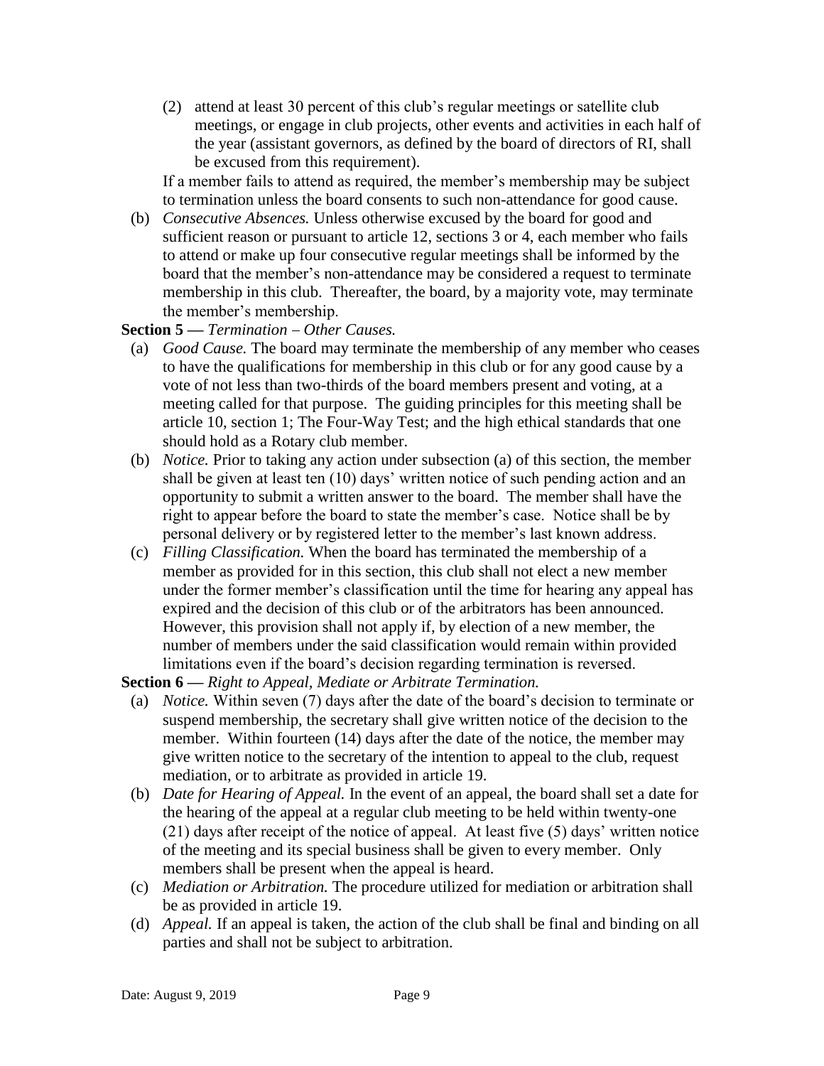(2) attend at least 30 percent of this club's regular meetings or satellite club meetings, or engage in club projects, other events and activities in each half of the year (assistant governors, as defined by the board of directors of RI, shall be excused from this requirement).

If a member fails to attend as required, the member's membership may be subject to termination unless the board consents to such non-attendance for good cause.

(b) *Consecutive Absences.* Unless otherwise excused by the board for good and sufficient reason or pursuant to article 12, sections 3 or 4, each member who fails to attend or make up four consecutive regular meetings shall be informed by the board that the member's non-attendance may be considered a request to terminate membership in this club. Thereafter, the board, by a majority vote, may terminate the member's membership.

**Section 5 —** *Termination – Other Causes.*

(a) *Good Cause.* The board may terminate the membership of any member who ceases to have the qualifications for membership in this club or for any good cause by a vote of not less than two-thirds of the board members present and voting, at a meeting called for that purpose. The guiding principles for this meeting shall be article 10, section 1; The Four-Way Test; and the high ethical standards that one should hold as a Rotary club member.

(b) *Notice.* Prior to taking any action under subsection (a) of this section, the member shall be given at least ten (10) days' written notice of such pending action and an opportunity to submit a written answer to the board. The member shall have the right to appear before the board to state the member's case. Notice shall be by personal delivery or by registered letter to the member's last known address.

(c) *Filling Classification.* When the board has terminated the membership of a member as provided for in this section, this club shall not elect a new member under the former member's classification until the time for hearing any appeal has expired and the decision of this club or of the arbitrators has been announced. However, this provision shall not apply if, by election of a new member, the number of members under the said classification would remain within provided limitations even if the board's decision regarding termination is reversed.

**Section 6 —** *Right to Appeal, Mediate or Arbitrate Termination.*

(a) *Notice.* Within seven (7) days after the date of the board's decision to terminate or suspend membership, the secretary shall give written notice of the decision to the member. Within fourteen (14) days after the date of the notice, the member may give written notice to the secretary of the intention to appeal to the club, request mediation, or to arbitrate as provided in article 19.

(b) *Date for Hearing of Appeal.* In the event of an appeal, the board shall set a date for the hearing of the appeal at a regular club meeting to be held within twenty-one (21) days after receipt of the notice of appeal. At least five (5) days' written notice of the meeting and its special business shall be given to every member. Only members shall be present when the appeal is heard.

(c) *Mediation or Arbitration.* The procedure utilized for mediation or arbitration shall be as provided in article 19.

(d) *Appeal.* If an appeal is taken, the action of the club shall be final and binding on all parties and shall not be subject to arbitration.

Date: August 9, 2019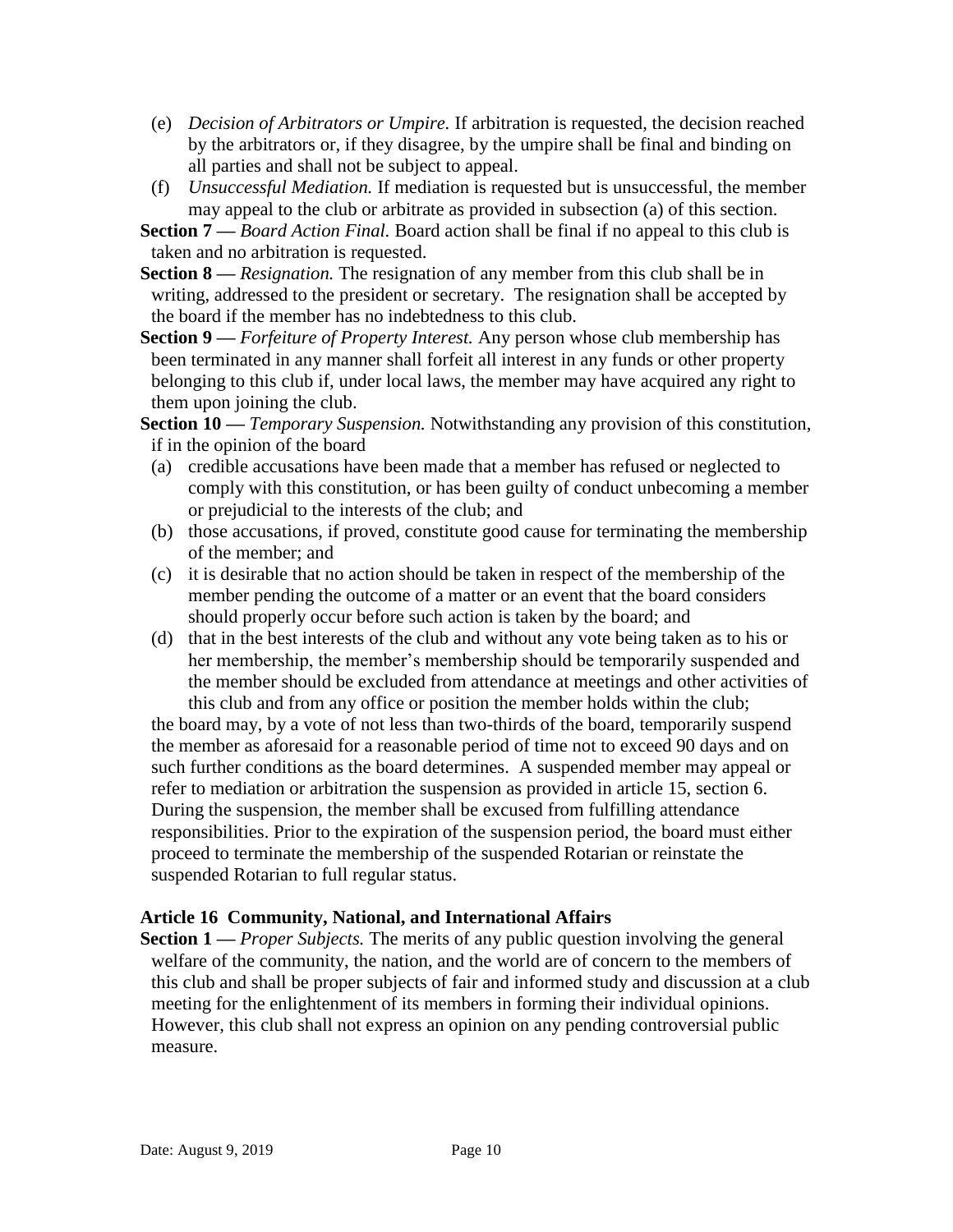(e) *Decision of Arbitrators or Umpire.* If arbitration is requested, the decision reached by the arbitrators or, if they disagree, by the umpire shall be final and binding on all parties and shall not be subject to appeal.

(f) *Unsuccessful Mediation.* If mediation is requested but is unsuccessful, the member may appeal to the club or arbitrate as provided in subsection (a) of this section.

**Section 7 —** *Board Action Final.* Board action shall be final if no appeal to this club is taken and no arbitration is requested.

**Section 8 —** *Resignation.* The resignation of any member from this club shall be in writing, addressed to the president or secretary. The resignation shall be accepted by the board if the member has no indebtedness to this club.

**Section 9 —** *Forfeiture of Property Interest.* Any person whose club membership has been terminated in any manner shall forfeit all interest in any funds or other property belonging to this club if, under local laws, the member may have acquired any right to them upon joining the club.

**Section 10 —** *Temporary Suspension.* Notwithstanding any provision of this constitution, if in the opinion of the board

(a) credible accusations have been made that a member has refused or neglected to comply with this constitution, or has been guilty of conduct unbecoming a member or prejudicial to the interests of the club; and

(b) those accusations, if proved, constitute good cause for terminating the membership of the member; and

(c) it is desirable that no action should be taken in respect of the membership of the member pending the outcome of a matter or an event that the board considers should properly occur before such action is taken by the board; and

(d) that in the best interests of the club and without any vote being taken as to his or her membership, the member's membership should be temporarily suspended and the member should be excluded from attendance at meetings and other activities of this club and from any office or position the member holds within the club;

the board may, by a vote of not less than two-thirds of the board, temporarily suspend the member as aforesaid for a reasonable period of time not to exceed 90 days and on such further conditions as the board determines. A suspended member may appeal or refer to mediation or arbitration the suspension as provided in article 15, section 6. During the suspension, the member shall be excused from fulfilling attendance responsibilities. Prior to the expiration of the suspension period, the board must either proceed to terminate the membership of the suspended Rotarian or reinstate the suspended Rotarian to full regular status.

## Article 16 Community, National, and International Affairs

**Section 1 —** *Proper Subjects.* The merits of any public question involving the general welfare of the community, the nation, and the world are of concern to the members of this club and shall be proper subjects of fair and informed study and discussion at a club meeting for the enlightenment of its members in forming their individual opinions. However, this club shall not express an opinion on any pending controversial public measure.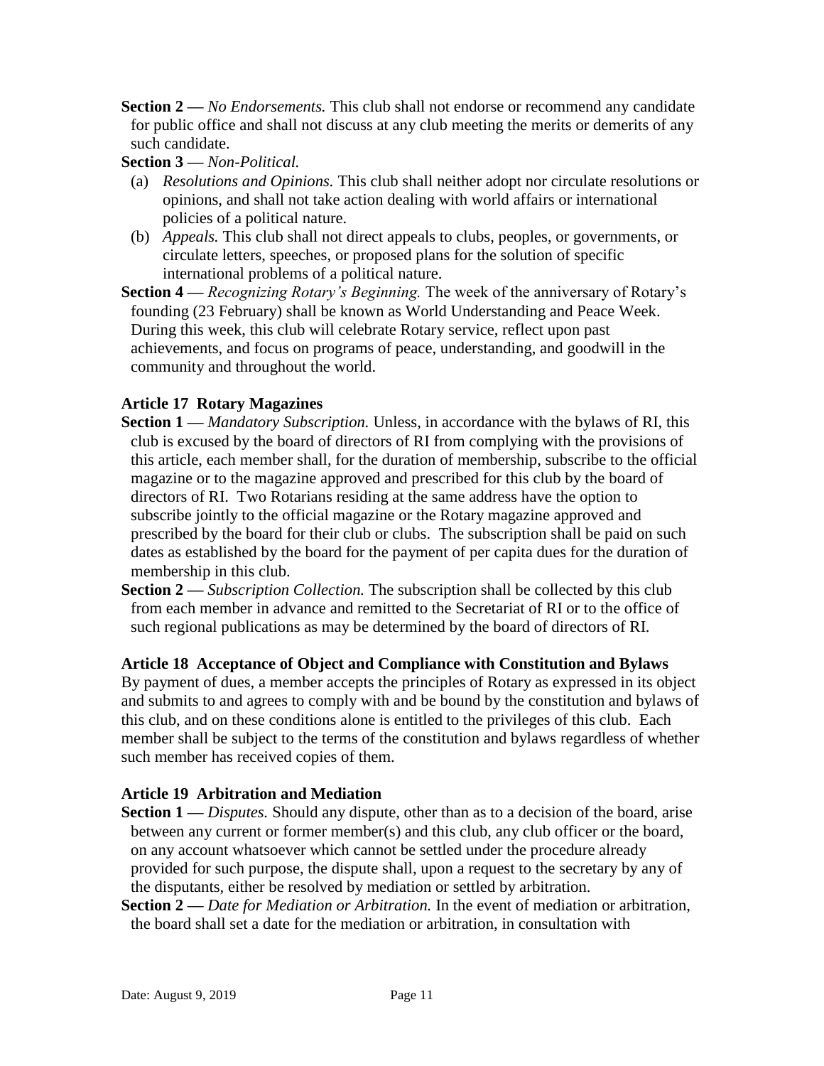**Section 2 —** *No Endorsements.* This club shall not endorse or recommend any candidate for public office and shall not discuss at any club meeting the merits or demerits of any such candidate.

**Section 3 —** *Non-Political.*

(a) *Resolutions and Opinions.* This club shall neither adopt nor circulate resolutions or opinions, and shall not take action dealing with world affairs or international policies of a political nature.

(b) *Appeals.* This club shall not direct appeals to clubs, peoples, or governments, or circulate letters, speeches, or proposed plans for the solution of specific international problems of a political nature.

**Section 4 —** *Recognizing Rotary's Beginning.* The week of the anniversary of Rotary's founding (23 February) shall be known as World Understanding and Peace Week. During this week, this club will celebrate Rotary service, reflect upon past achievements, and focus on programs of peace, understanding, and goodwill in the community and throughout the world.

## Article 17 Rotary Magazines

**Section 1 —** *Mandatory Subscription.* Unless, in accordance with the bylaws of RI, this club is excused by the board of directors of RI from complying with the provisions of this article, each member shall, for the duration of membership, subscribe to the official magazine or to the magazine approved and prescribed for this club by the board of directors of RI. Two Rotarians residing at the same address have the option to subscribe jointly to the official magazine or the Rotary magazine approved and prescribed by the board for their club or clubs. The subscription shall be paid on such dates as established by the board for the payment of per capita dues for the duration of membership in this club.

**Section 2 —** *Subscription Collection.* The subscription shall be collected by this club from each member in advance and remitted to the Secretariat of RI or to the office of such regional publications as may be determined by the board of directors of RI.

## Article 18 Acceptance of Object and Compliance with Constitution and Bylaws

By payment of dues, a member accepts the principles of Rotary as expressed in its object and submits to and agrees to comply with and be bound by the constitution and bylaws of this club, and on these conditions alone is entitled to the privileges of this club. Each member shall be subject to the terms of the constitution and bylaws regardless of whether such member has received copies of them.

## Article 19 Arbitration and Mediation

**Section 1 —** *Disputes.* Should any dispute, other than as to a decision of the board, arise between any current or former member(s) and this club, any club officer or the board, on any account whatsoever which cannot be settled under the procedure already provided for such purpose, the dispute shall, upon a request to the secretary by any of the disputants, either be resolved by mediation or settled by arbitration.

**Section 2 —** *Date for Mediation or Arbitration.* In the event of mediation or arbitration, the board shall set a date for the mediation or arbitration, in consultation with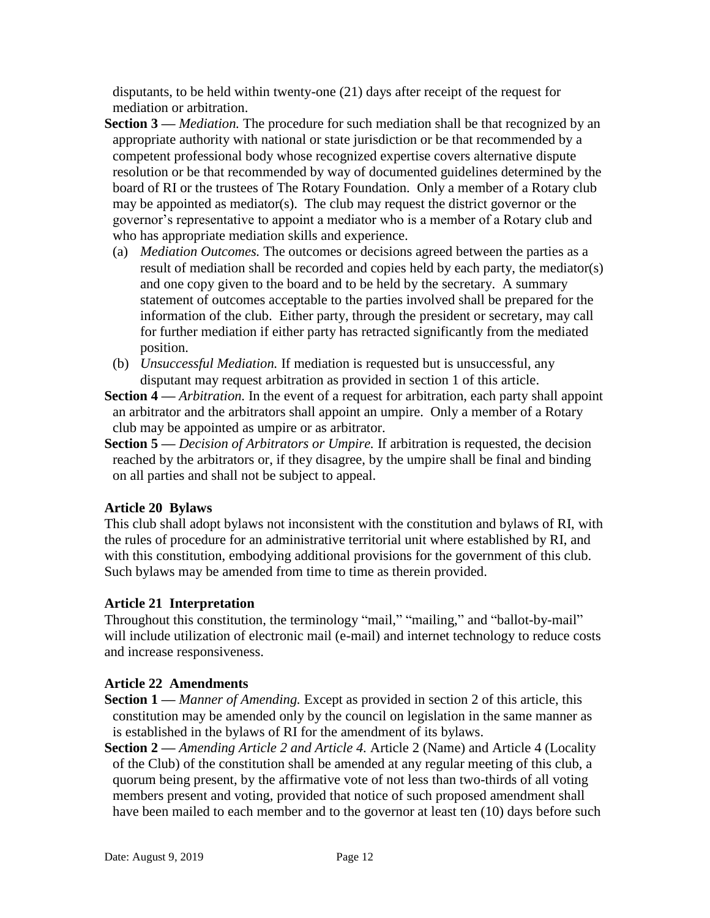disputants, to be held within twenty-one (21) days after receipt of the request for mediation or arbitration.

**Section 3 —** *Mediation.* The procedure for such mediation shall be that recognized by an appropriate authority with national or state jurisdiction or be that recommended by a competent professional body whose recognized expertise covers alternative dispute resolution or be that recommended by way of documented guidelines determined by the board of RI or the trustees of The Rotary Foundation. Only a member of a Rotary club may be appointed as mediator(s). The club may request the district governor or the governor's representative to appoint a mediator who is a member of a Rotary club and who has appropriate mediation skills and experience.

(a) *Mediation Outcomes.* The outcomes or decisions agreed between the parties as a result of mediation shall be recorded and copies held by each party, the mediator(s) and one copy given to the board and to be held by the secretary. A summary statement of outcomes acceptable to the parties involved shall be prepared for the information of the club. Either party, through the president or secretary, may call for further mediation if either party has retracted significantly from the mediated position.

(b) *Unsuccessful Mediation.* If mediation is requested but is unsuccessful, any disputant may request arbitration as provided in section 1 of this article.

**Section 4 —** *Arbitration.* In the event of a request for arbitration, each party shall appoint an arbitrator and the arbitrators shall appoint an umpire. Only a member of a Rotary club may be appointed as umpire or as arbitrator.

**Section 5 —** *Decision of Arbitrators or Umpire.* If arbitration is requested, the decision reached by the arbitrators or, if they disagree, by the umpire shall be final and binding on all parties and shall not be subject to appeal.

### Article 20 Bylaws

This club shall adopt bylaws not inconsistent with the constitution and bylaws of RI, with the rules of procedure for an administrative territorial unit where established by RI, and with this constitution, embodying additional provisions for the government of this club. Such bylaws may be amended from time to time as therein provided.

### Article 21 Interpretation

Throughout this constitution, the terminology "mail," "mailing," and "ballot-by-mail" will include utilization of electronic mail (e-mail) and internet technology to reduce costs and increase responsiveness.

### Article 22 Amendments

**Section 1 —** *Manner of Amending.* Except as provided in section 2 of this article, this constitution may be amended only by the council on legislation in the same manner as is established in the bylaws of RI for the amendment of its bylaws.

**Section 2 —** *Amending Article 2 and Article 4.* Article 2 (Name) and Article 4 (Locality of the Club) of the constitution shall be amended at any regular meeting of this club, a quorum being present, by the affirmative vote of not less than two-thirds of all voting members present and voting, provided that notice of such proposed amendment shall have been mailed to each member and to the governor at least ten (10) days before such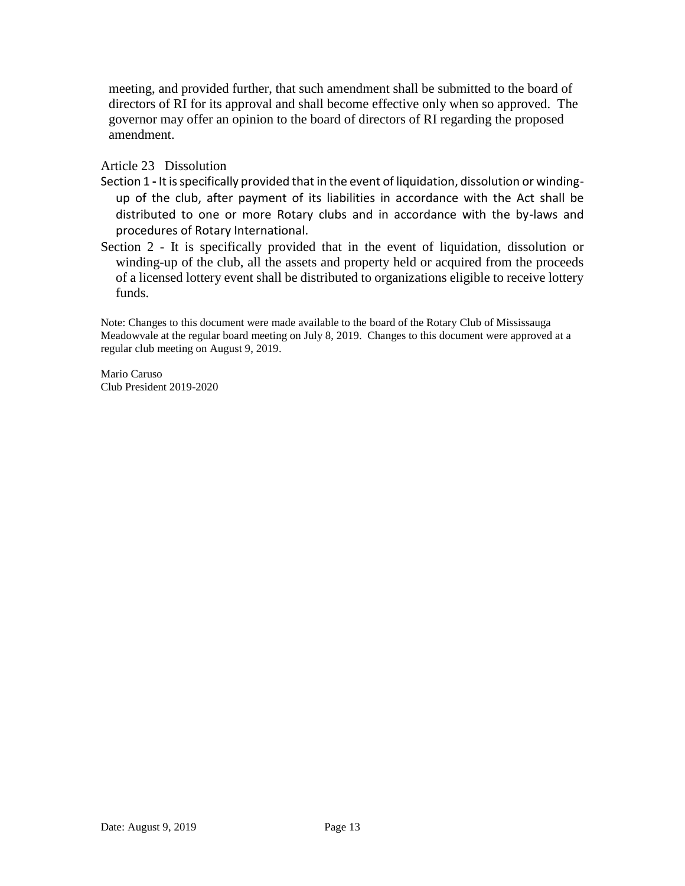meeting, and provided further, that such amendment shall be submitted to the board of directors of RI for its approval and shall become effective only when so approved. The governor may offer an opinion to the board of directors of RI regarding the proposed amendment.

## Article 23 Dissolution

Section 1 - It is specifically provided that in the event of liquidation, dissolution or winding-up of the club, after payment of its liabilities in accordance with the Act shall be distributed to one or more Rotary clubs and in accordance with the by-laws and procedures of Rotary International.

Section 2 - It is specifically provided that in the event of liquidation, dissolution or winding-up of the club, all the assets and property held or acquired from the proceeds of a licensed lottery event shall be distributed to organizations eligible to receive lottery funds.

Note: Changes to this document were made available to the board of the Rotary Club of Mississauga Meadowvale at the regular board meeting on July 8, 2019. Changes to this document were approved at a regular club meeting on August 9, 2019.

Mario Caruso
Club President 2019-2020

Date: August 9, 2019